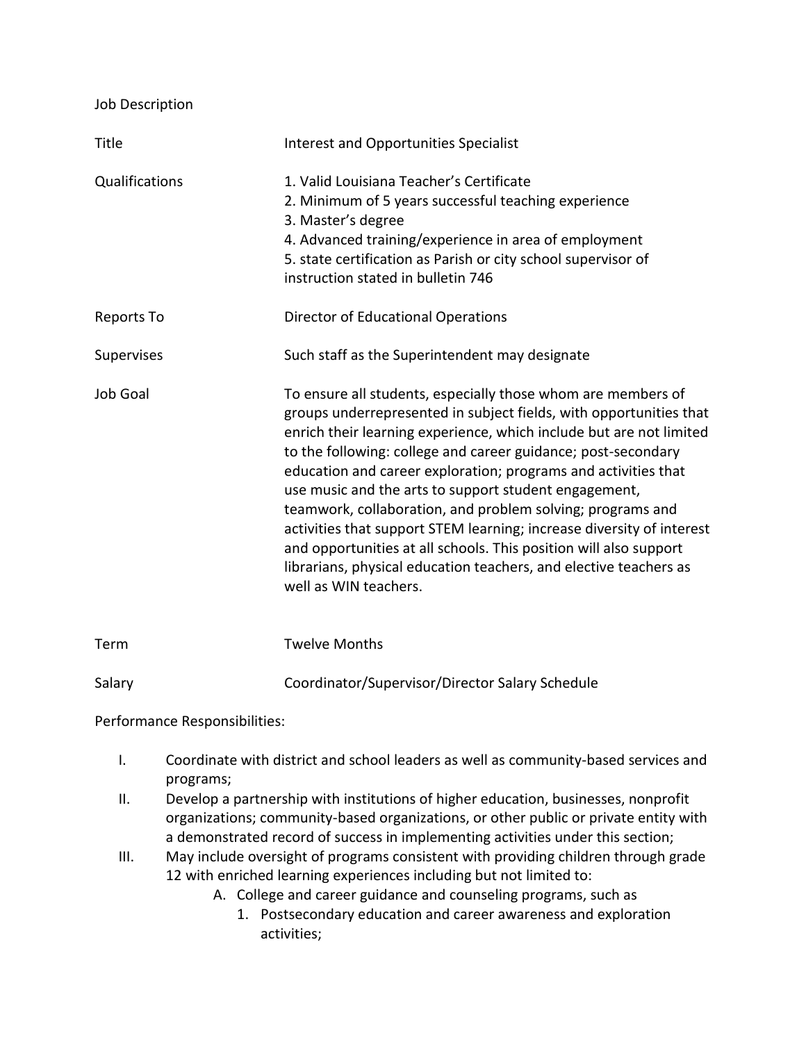Job Description

| | |
|---|---|
| Title | Interest and Opportunities Specialist |
| Qualifications | 1. Valid Louisiana Teacher's Certificate<br>2. Minimum of 5 years successful teaching experience<br>3. Master's degree<br>4. Advanced training/experience in area of employment<br>5. state certification as Parish or city school supervisor of instruction stated in bulletin 746 |
| Reports To | Director of Educational Operations |
| Supervises | Such staff as the Superintendent may designate |
| Job Goal | To ensure all students, especially those whom are members of groups underrepresented in subject fields, with opportunities that enrich their learning experience, which include but are not limited to the following: college and career guidance; post-secondary education and career exploration; programs and activities that use music and the arts to support student engagement, teamwork, collaboration, and problem solving; programs and activities that support STEM learning; increase diversity of interest and opportunities at all schools. This position will also support librarians, physical education teachers, and elective teachers as well as WIN teachers. |
| Term | Twelve Months |
| Salary | Coordinator/Supervisor/Director Salary Schedule |

Performance Responsibilities:

I. Coordinate with district and school leaders as well as community-based services and programs;

II. Develop a partnership with institutions of higher education, businesses, nonprofit organizations; community-based organizations, or other public or private entity with a demonstrated record of success in implementing activities under this section;

III. May include oversight of programs consistent with providing children through grade 12 with enriched learning experiences including but not limited to:

   A. College and career guidance and counseling programs, such as

      1. Postsecondary education and career awareness and exploration activities;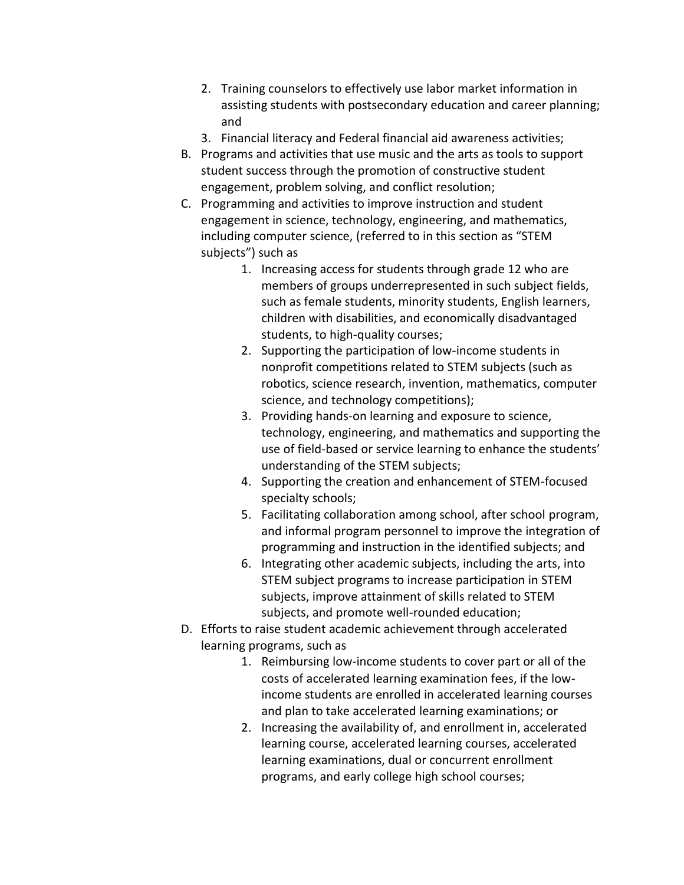2. Training counselors to effectively use labor market information in assisting students with postsecondary education and career planning; and
3. Financial literacy and Federal financial aid awareness activities;

B. Programs and activities that use music and the arts as tools to support student success through the promotion of constructive student engagement, problem solving, and conflict resolution;

C. Programming and activities to improve instruction and student engagement in science, technology, engineering, and mathematics, including computer science, (referred to in this section as "STEM subjects") such as

    1. Increasing access for students through grade 12 who are members of groups underrepresented in such subject fields, such as female students, minority students, English learners, children with disabilities, and economically disadvantaged students, to high-quality courses;
    2. Supporting the participation of low-income students in nonprofit competitions related to STEM subjects (such as robotics, science research, invention, mathematics, computer science, and technology competitions);
    3. Providing hands-on learning and exposure to science, technology, engineering, and mathematics and supporting the use of field-based or service learning to enhance the students' understanding of the STEM subjects;
    4. Supporting the creation and enhancement of STEM-focused specialty schools;
    5. Facilitating collaboration among school, after school program, and informal program personnel to improve the integration of programming and instruction in the identified subjects; and
    6. Integrating other academic subjects, including the arts, into STEM subject programs to increase participation in STEM subjects, improve attainment of skills related to STEM subjects, and promote well-rounded education;

D. Efforts to raise student academic achievement through accelerated learning programs, such as

    1. Reimbursing low-income students to cover part or all of the costs of accelerated learning examination fees, if the low-income students are enrolled in accelerated learning courses and plan to take accelerated learning examinations; or
    2. Increasing the availability of, and enrollment in, accelerated learning course, accelerated learning courses, accelerated learning examinations, dual or concurrent enrollment programs, and early college high school courses;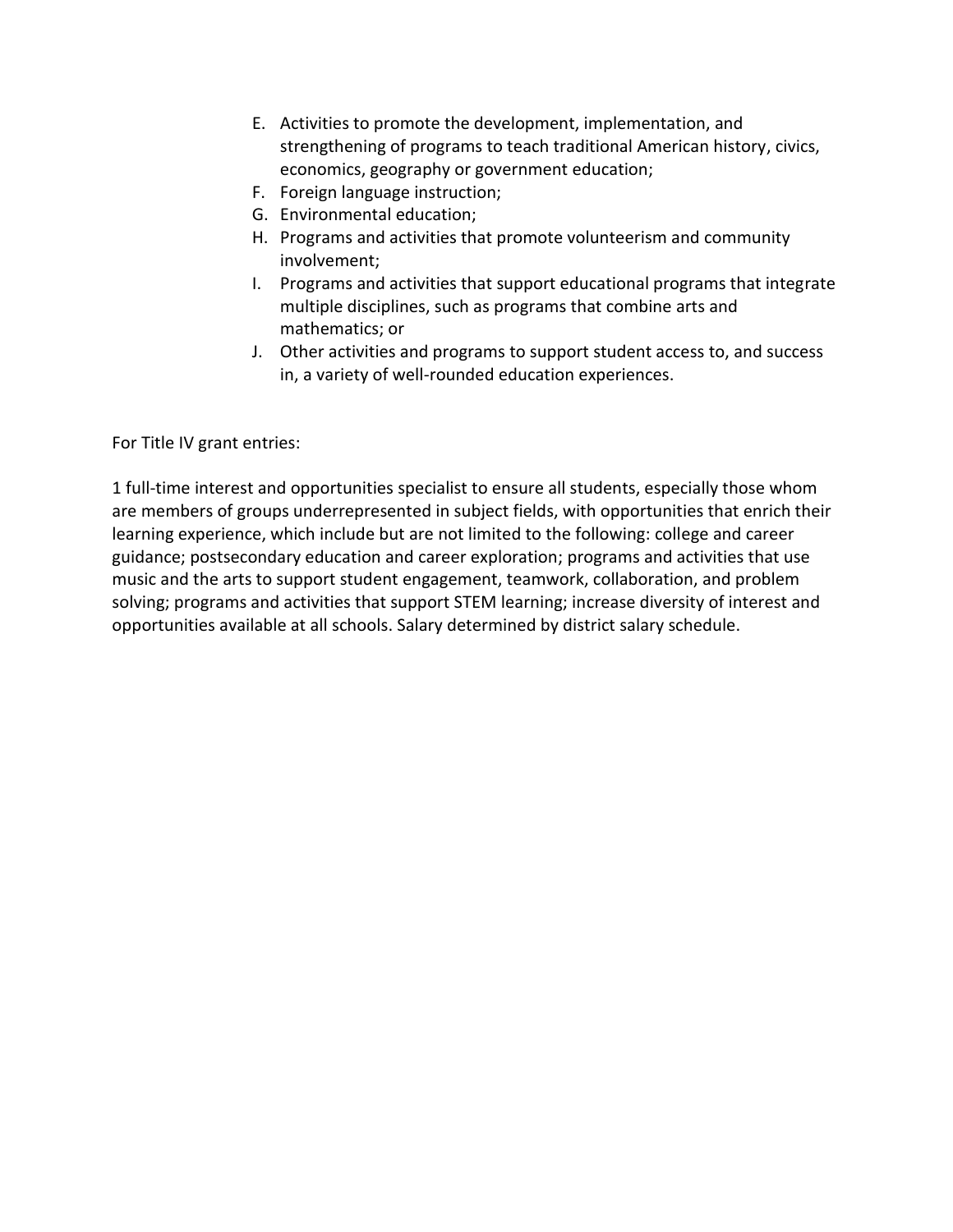E. Activities to promote the development, implementation, and strengthening of programs to teach traditional American history, civics, economics, geography or government education;
F. Foreign language instruction;
G. Environmental education;
H. Programs and activities that promote volunteerism and community involvement;
I. Programs and activities that support educational programs that integrate multiple disciplines, such as programs that combine arts and mathematics; or
J. Other activities and programs to support student access to, and success in, a variety of well-rounded education experiences.

For Title IV grant entries:

1 full-time interest and opportunities specialist to ensure all students, especially those whom are members of groups underrepresented in subject fields, with opportunities that enrich their learning experience, which include but are not limited to the following: college and career guidance; postsecondary education and career exploration; programs and activities that use music and the arts to support student engagement, teamwork, collaboration, and problem solving; programs and activities that support STEM learning; increase diversity of interest and opportunities available at all schools. Salary determined by district salary schedule.